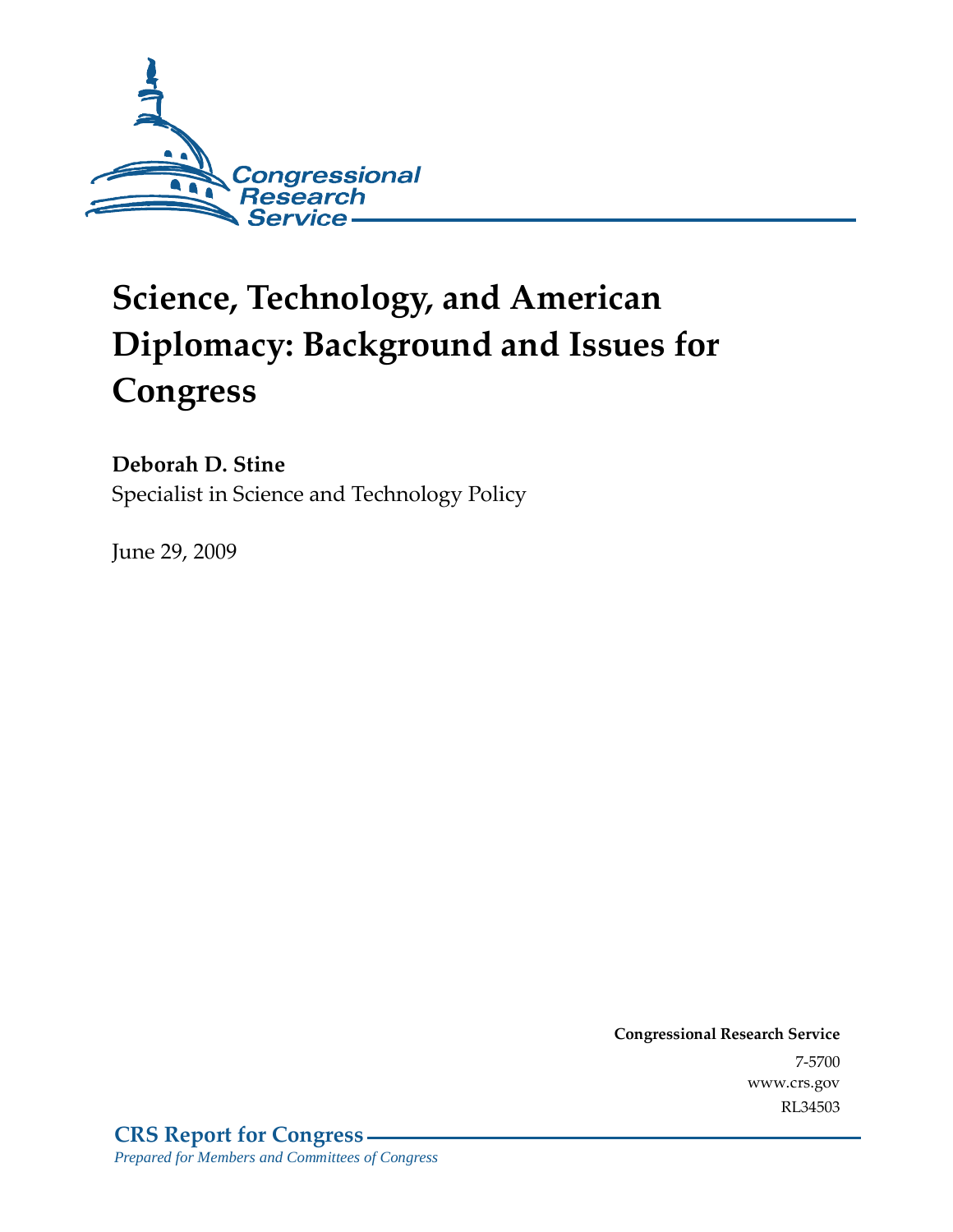Congressional Research Service

# Science, Technology, and American Diplomacy: Background and Issues for Congress

**Deborah D. Stine**
Specialist in Science and Technology Policy

June 29, 2009

**Congressional Research Service**
7-5700
www.crs.gov
RL34503

**CRS Report for Congress**
*Prepared for Members and Committees of Congress*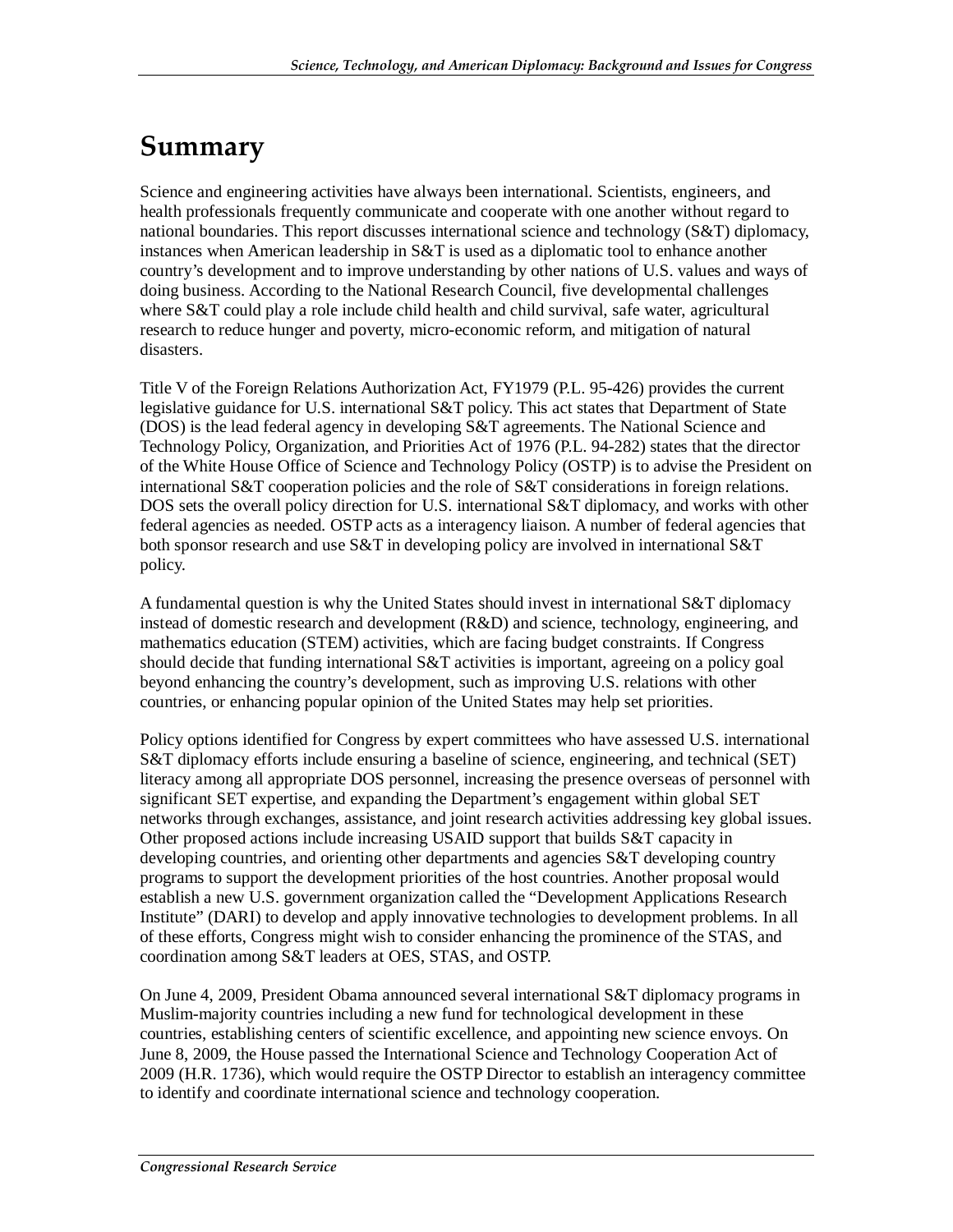## Summary

Science and engineering activities have always been international. Scientists, engineers, and health professionals frequently communicate and cooperate with one another without regard to national boundaries. This report discusses international science and technology (S&T) diplomacy, instances when American leadership in S&T is used as a diplomatic tool to enhance another country's development and to improve understanding by other nations of U.S. values and ways of doing business. According to the National Research Council, five developmental challenges where S&T could play a role include child health and child survival, safe water, agricultural research to reduce hunger and poverty, micro-economic reform, and mitigation of natural disasters.

Title V of the Foreign Relations Authorization Act, FY1979 (P.L. 95-426) provides the current legislative guidance for U.S. international S&T policy. This act states that Department of State (DOS) is the lead federal agency in developing S&T agreements. The National Science and Technology Policy, Organization, and Priorities Act of 1976 (P.L. 94-282) states that the director of the White House Office of Science and Technology Policy (OSTP) is to advise the President on international S&T cooperation policies and the role of S&T considerations in foreign relations. DOS sets the overall policy direction for U.S. international S&T diplomacy, and works with other federal agencies as needed. OSTP acts as a interagency liaison. A number of federal agencies that both sponsor research and use S&T in developing policy are involved in international S&T policy.

A fundamental question is why the United States should invest in international S&T diplomacy instead of domestic research and development (R&D) and science, technology, engineering, and mathematics education (STEM) activities, which are facing budget constraints. If Congress should decide that funding international S&T activities is important, agreeing on a policy goal beyond enhancing the country's development, such as improving U.S. relations with other countries, or enhancing popular opinion of the United States may help set priorities.

Policy options identified for Congress by expert committees who have assessed U.S. international S&T diplomacy efforts include ensuring a baseline of science, engineering, and technical (SET) literacy among all appropriate DOS personnel, increasing the presence overseas of personnel with significant SET expertise, and expanding the Department's engagement within global SET networks through exchanges, assistance, and joint research activities addressing key global issues. Other proposed actions include increasing USAID support that builds S&T capacity in developing countries, and orienting other departments and agencies S&T developing country programs to support the development priorities of the host countries. Another proposal would establish a new U.S. government organization called the "Development Applications Research Institute" (DARI) to develop and apply innovative technologies to development problems. In all of these efforts, Congress might wish to consider enhancing the prominence of the STAS, and coordination among S&T leaders at OES, STAS, and OSTP.

On June 4, 2009, President Obama announced several international S&T diplomacy programs in Muslim-majority countries including a new fund for technological development in these countries, establishing centers of scientific excellence, and appointing new science envoys. On June 8, 2009, the House passed the International Science and Technology Cooperation Act of 2009 (H.R. 1736), which would require the OSTP Director to establish an interagency committee to identify and coordinate international science and technology cooperation.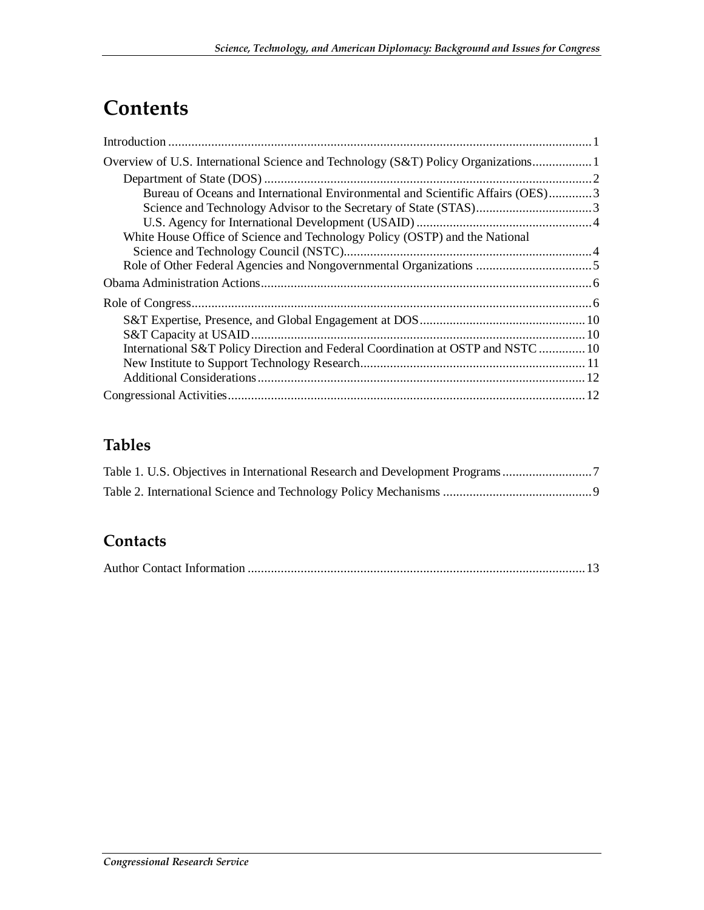# Contents

Introduction ... 1

Overview of U.S. International Science and Technology (S&T) Policy Organizations ... 1

- Department of State (DOS) ... 2
  - Bureau of Oceans and International Environmental and Scientific Affairs (OES) ... 3
  - Science and Technology Advisor to the Secretary of State (STAS) ... 3
  - U.S. Agency for International Development (USAID) ... 4
- White House Office of Science and Technology Policy (OSTP) and the National Science and Technology Council (NSTC) ... 4
- Role of Other Federal Agencies and Nongovernmental Organizations ... 5

Obama Administration Actions ... 6

Role of Congress ... 6

- S&T Expertise, Presence, and Global Engagement at DOS ... 10
- S&T Capacity at USAID ... 10
- International S&T Policy Direction and Federal Coordination at OSTP and NSTC ... 10
- New Institute to Support Technology Research ... 11
- Additional Considerations ... 12

Congressional Activities ... 12

## Tables

Table 1. U.S. Objectives in International Research and Development Programs ... 7

Table 2. International Science and Technology Policy Mechanisms ... 9

## Contacts

Author Contact Information ... 13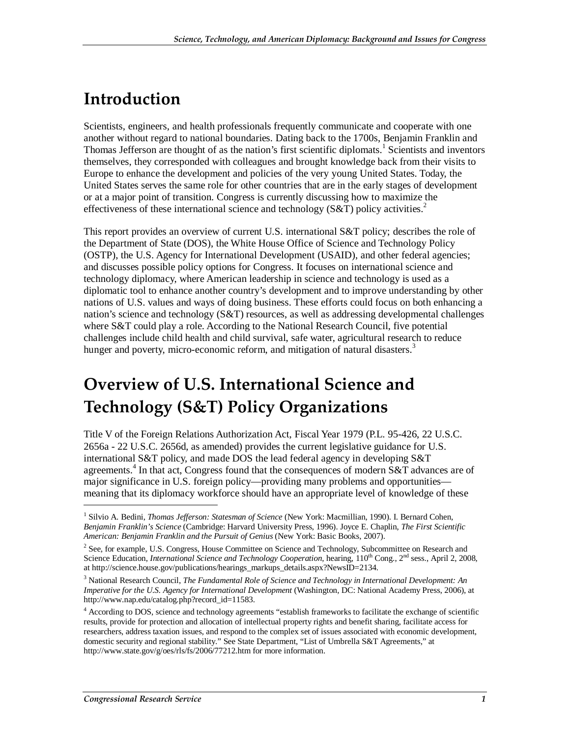# Introduction

Scientists, engineers, and health professionals frequently communicate and cooperate with one another without regard to national boundaries. Dating back to the 1700s, Benjamin Franklin and Thomas Jefferson are thought of as the nation's first scientific diplomats.[1] Scientists and inventors themselves, they corresponded with colleagues and brought knowledge back from their visits to Europe to enhance the development and policies of the very young United States. Today, the United States serves the same role for other countries that are in the early stages of development or at a major point of transition. Congress is currently discussing how to maximize the effectiveness of these international science and technology (S&T) policy activities.[2]

This report provides an overview of current U.S. international S&T policy; describes the role of the Department of State (DOS), the White House Office of Science and Technology Policy (OSTP), the U.S. Agency for International Development (USAID), and other federal agencies; and discusses possible policy options for Congress. It focuses on international science and technology diplomacy, where American leadership in science and technology is used as a diplomatic tool to enhance another country's development and to improve understanding by other nations of U.S. values and ways of doing business. These efforts could focus on both enhancing a nation's science and technology (S&T) resources, as well as addressing developmental challenges where S&T could play a role. According to the National Research Council, five potential challenges include child health and child survival, safe water, agricultural research to reduce hunger and poverty, micro-economic reform, and mitigation of natural disasters.[3]

# Overview of U.S. International Science and Technology (S&T) Policy Organizations

Title V of the Foreign Relations Authorization Act, Fiscal Year 1979 (P.L. 95-426, 22 U.S.C. 2656a - 22 U.S.C. 2656d, as amended) provides the current legislative guidance for U.S. international S&T policy, and made DOS the lead federal agency in developing S&T agreements.[4] In that act, Congress found that the consequences of modern S&T advances are of major significance in U.S. foreign policy—providing many problems and opportunities—meaning that its diplomacy workforce should have an appropriate level of knowledge of these

---

[1] Silvio A. Bedini, *Thomas Jefferson: Statesman of Science* (New York: Macmillian, 1990). I. Bernard Cohen, *Benjamin Franklin's Science* (Cambridge: Harvard University Press, 1996). Joyce E. Chaplin, *The First Scientific American: Benjamin Franklin and the Pursuit of Genius* (New York: Basic Books, 2007).

[2] See, for example, U.S. Congress, House Committee on Science and Technology, Subcommittee on Research and Science Education, *International Science and Technology Cooperation*, hearing, 110th Cong., 2nd sess., April 2, 2008, at http://science.house.gov/publications/hearings_markups_details.aspx?NewsID=2134.

[3] National Research Council, *The Fundamental Role of Science and Technology in International Development: An Imperative for the U.S. Agency for International Development* (Washington, DC: National Academy Press, 2006), at http://www.nap.edu/catalog.php?record_id=11583.

[4] According to DOS, science and technology agreements "establish frameworks to facilitate the exchange of scientific results, provide for protection and allocation of intellectual property rights and benefit sharing, facilitate access for researchers, address taxation issues, and respond to the complex set of issues associated with economic development, domestic security and regional stability." See State Department, "List of Umbrella S&T Agreements," at http://www.state.gov/g/oes/rls/fs/2006/77212.htm for more information.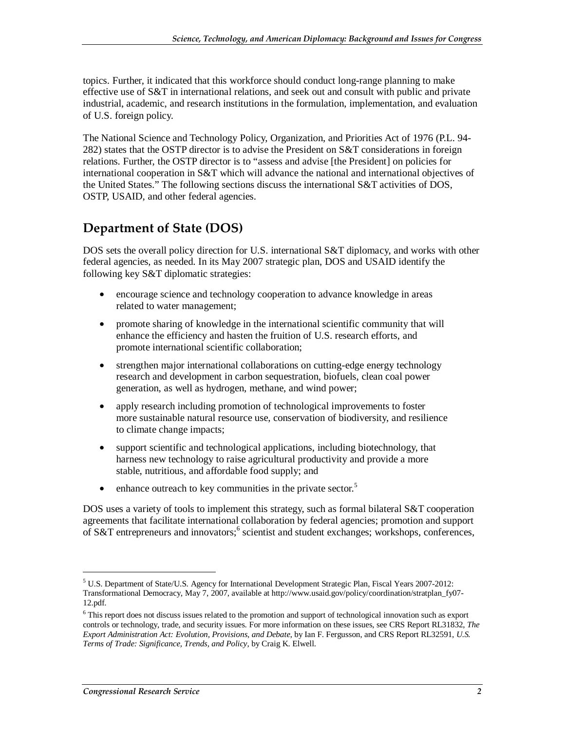topics. Further, it indicated that this workforce should conduct long-range planning to make effective use of S&T in international relations, and seek out and consult with public and private industrial, academic, and research institutions in the formulation, implementation, and evaluation of U.S. foreign policy.

The National Science and Technology Policy, Organization, and Priorities Act of 1976 (P.L. 94-282) states that the OSTP director is to advise the President on S&T considerations in foreign relations. Further, the OSTP director is to "assess and advise [the President] on policies for international cooperation in S&T which will advance the national and international objectives of the United States." The following sections discuss the international S&T activities of DOS, OSTP, USAID, and other federal agencies.

## Department of State (DOS)

DOS sets the overall policy direction for U.S. international S&T diplomacy, and works with other federal agencies, as needed. In its May 2007 strategic plan, DOS and USAID identify the following key S&T diplomatic strategies:

- encourage science and technology cooperation to advance knowledge in areas related to water management;
- promote sharing of knowledge in the international scientific community that will enhance the efficiency and hasten the fruition of U.S. research efforts, and promote international scientific collaboration;
- strengthen major international collaborations on cutting-edge energy technology research and development in carbon sequestration, biofuels, clean coal power generation, as well as hydrogen, methane, and wind power;
- apply research including promotion of technological improvements to foster more sustainable natural resource use, conservation of biodiversity, and resilience to climate change impacts;
- support scientific and technological applications, including biotechnology, that harness new technology to raise agricultural productivity and provide a more stable, nutritious, and affordable food supply; and
- enhance outreach to key communities in the private sector.[5]

DOS uses a variety of tools to implement this strategy, such as formal bilateral S&T cooperation agreements that facilitate international collaboration by federal agencies; promotion and support of S&T entrepreneurs and innovators;[6] scientist and student exchanges; workshops, conferences,

---

[5] U.S. Department of State/U.S. Agency for International Development Strategic Plan, Fiscal Years 2007-2012: Transformational Democracy, May 7, 2007, available at http://www.usaid.gov/policy/coordination/stratplan_fy07-12.pdf.

[6] This report does not discuss issues related to the promotion and support of technological innovation such as export controls or technology, trade, and security issues. For more information on these issues, see CRS Report RL31832, *The Export Administration Act: Evolution, Provisions, and Debate*, by Ian F. Fergusson, and CRS Report RL32591, *U.S. Terms of Trade: Significance, Trends, and Policy*, by Craig K. Elwell.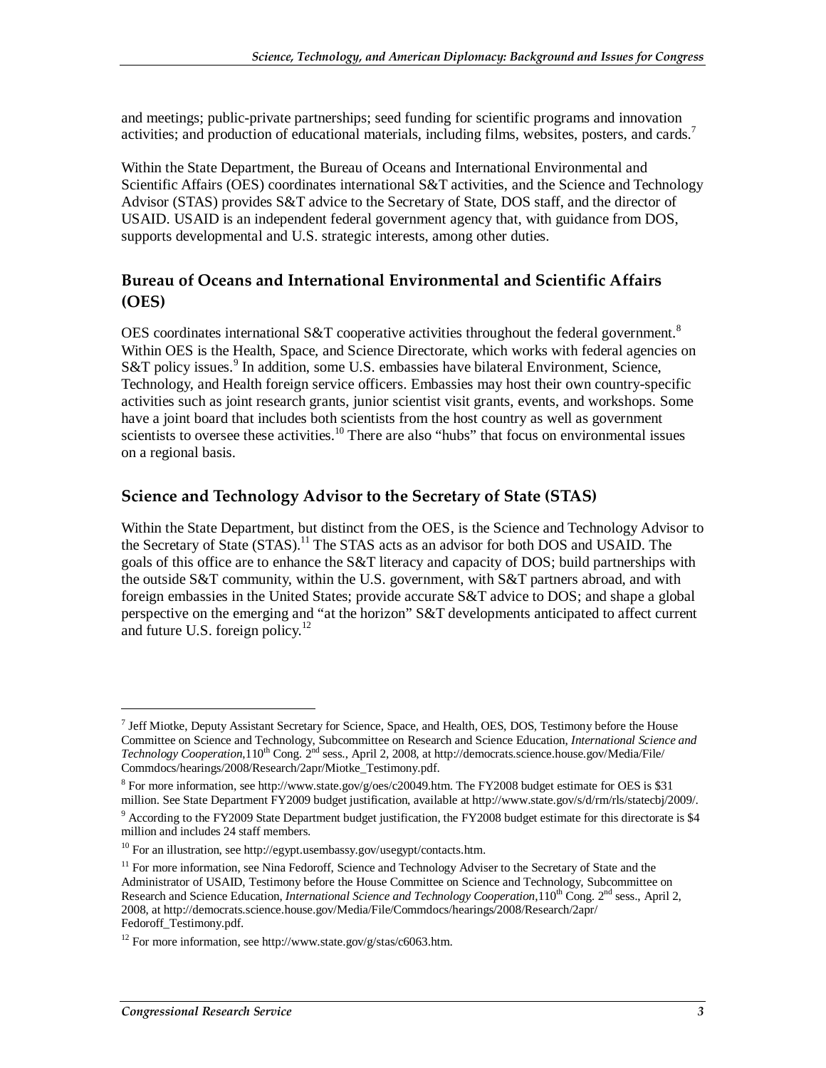and meetings; public-private partnerships; seed funding for scientific programs and innovation activities; and production of educational materials, including films, websites, posters, and cards.[7]

Within the State Department, the Bureau of Oceans and International Environmental and Scientific Affairs (OES) coordinates international S&T activities, and the Science and Technology Advisor (STAS) provides S&T advice to the Secretary of State, DOS staff, and the director of USAID. USAID is an independent federal government agency that, with guidance from DOS, supports developmental and U.S. strategic interests, among other duties.

## Bureau of Oceans and International Environmental and Scientific Affairs (OES)

OES coordinates international S&T cooperative activities throughout the federal government.[8] Within OES is the Health, Space, and Science Directorate, which works with federal agencies on S&T policy issues.[9] In addition, some U.S. embassies have bilateral Environment, Science, Technology, and Health foreign service officers. Embassies may host their own country-specific activities such as joint research grants, junior scientist visit grants, events, and workshops. Some have a joint board that includes both scientists from the host country as well as government scientists to oversee these activities.[10] There are also "hubs" that focus on environmental issues on a regional basis.

## Science and Technology Advisor to the Secretary of State (STAS)

Within the State Department, but distinct from the OES, is the Science and Technology Advisor to the Secretary of State (STAS).[11] The STAS acts as an advisor for both DOS and USAID. The goals of this office are to enhance the S&T literacy and capacity of DOS; build partnerships with the outside S&T community, within the U.S. government, with S&T partners abroad, and with foreign embassies in the United States; provide accurate S&T advice to DOS; and shape a global perspective on the emerging and "at the horizon" S&T developments anticipated to affect current and future U.S. foreign policy.[12]

---

[7] Jeff Miotke, Deputy Assistant Secretary for Science, Space, and Health, OES, DOS, Testimony before the House Committee on Science and Technology, Subcommittee on Research and Science Education, *International Science and Technology Cooperation*,110th Cong. 2nd sess., April 2, 2008, at http://democrats.science.house.gov/Media/File/Commdocs/hearings/2008/Research/2apr/Miotke_Testimony.pdf.

[8] For more information, see http://www.state.gov/g/oes/c20049.htm. The FY2008 budget estimate for OES is $31 million. See State Department FY2009 budget justification, available at http://www.state.gov/s/d/rm/rls/statecbj/2009/.

[9] According to the FY2009 State Department budget justification, the FY2008 budget estimate for this directorate is $4 million and includes 24 staff members.

[10] For an illustration, see http://egypt.usembassy.gov/usegypt/contacts.htm.

[11] For more information, see Nina Fedoroff, Science and Technology Adviser to the Secretary of State and the Administrator of USAID, Testimony before the House Committee on Science and Technology, Subcommittee on Research and Science Education, *International Science and Technology Cooperation*,110th Cong. 2nd sess., April 2, 2008, at http://democrats.science.house.gov/Media/File/Commdocs/hearings/2008/Research/2apr/Fedoroff_Testimony.pdf.

[12] For more information, see http://www.state.gov/g/stas/c6063.htm.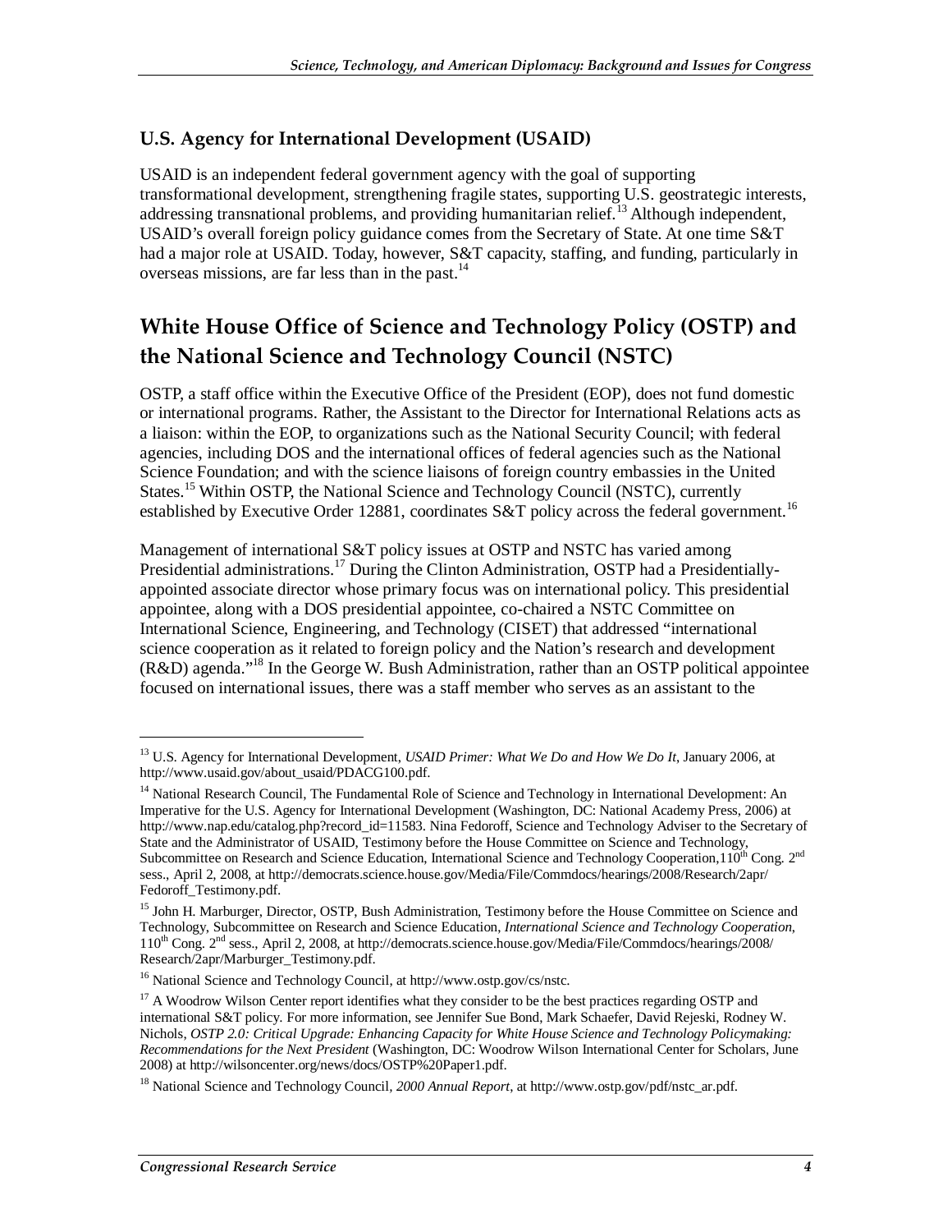### U.S. Agency for International Development (USAID)

USAID is an independent federal government agency with the goal of supporting transformational development, strengthening fragile states, supporting U.S. geostrategic interests, addressing transnational problems, and providing humanitarian relief.[13] Although independent, USAID's overall foreign policy guidance comes from the Secretary of State. At one time S&T had a major role at USAID. Today, however, S&T capacity, staffing, and funding, particularly in overseas missions, are far less than in the past.[14]

## White House Office of Science and Technology Policy (OSTP) and the National Science and Technology Council (NSTC)

OSTP, a staff office within the Executive Office of the President (EOP), does not fund domestic or international programs. Rather, the Assistant to the Director for International Relations acts as a liaison: within the EOP, to organizations such as the National Security Council; with federal agencies, including DOS and the international offices of federal agencies such as the National Science Foundation; and with the science liaisons of foreign country embassies in the United States.[15] Within OSTP, the National Science and Technology Council (NSTC), currently established by Executive Order 12881, coordinates S&T policy across the federal government.[16]

Management of international S&T policy issues at OSTP and NSTC has varied among Presidential administrations.[17] During the Clinton Administration, OSTP had a Presidentially-appointed associate director whose primary focus was on international policy. This presidential appointee, along with a DOS presidential appointee, co-chaired a NSTC Committee on International Science, Engineering, and Technology (CISET) that addressed "international science cooperation as it related to foreign policy and the Nation's research and development (R&D) agenda."[18] In the George W. Bush Administration, rather than an OSTP political appointee focused on international issues, there was a staff member who serves as an assistant to the

---

[13] U.S. Agency for International Development, *USAID Primer: What We Do and How We Do It*, January 2006, at http://www.usaid.gov/about_usaid/PDACG100.pdf.

[14] National Research Council, The Fundamental Role of Science and Technology in International Development: An Imperative for the U.S. Agency for International Development (Washington, DC: National Academy Press, 2006) at http://www.nap.edu/catalog.php?record_id=11583. Nina Fedoroff, Science and Technology Adviser to the Secretary of State and the Administrator of USAID, Testimony before the House Committee on Science and Technology, Subcommittee on Research and Science Education, International Science and Technology Cooperation, 110th Cong. 2nd sess., April 2, 2008, at http://democrats.science.house.gov/Media/File/Commdocs/hearings/2008/Research/2apr/Fedoroff_Testimony.pdf.

[15] John H. Marburger, Director, OSTP, Bush Administration, Testimony before the House Committee on Science and Technology, Subcommittee on Research and Science Education, *International Science and Technology Cooperation*, 110th Cong. 2nd sess., April 2, 2008, at http://democrats.science.house.gov/Media/File/Commdocs/hearings/2008/Research/2apr/Marburger_Testimony.pdf.

[16] National Science and Technology Council, at http://www.ostp.gov/cs/nstc.

[17] A Woodrow Wilson Center report identifies what they consider to be the best practices regarding OSTP and international S&T policy. For more information, see Jennifer Sue Bond, Mark Schaefer, David Rejeski, Rodney W. Nichols, *OSTP 2.0: Critical Upgrade: Enhancing Capacity for White House Science and Technology Policymaking: Recommendations for the Next President* (Washington, DC: Woodrow Wilson International Center for Scholars, June 2008) at http://wilsoncenter.org/news/docs/OSTP%20Paper1.pdf.

[18] National Science and Technology Council, *2000 Annual Report*, at http://www.ostp.gov/pdf/nstc_ar.pdf.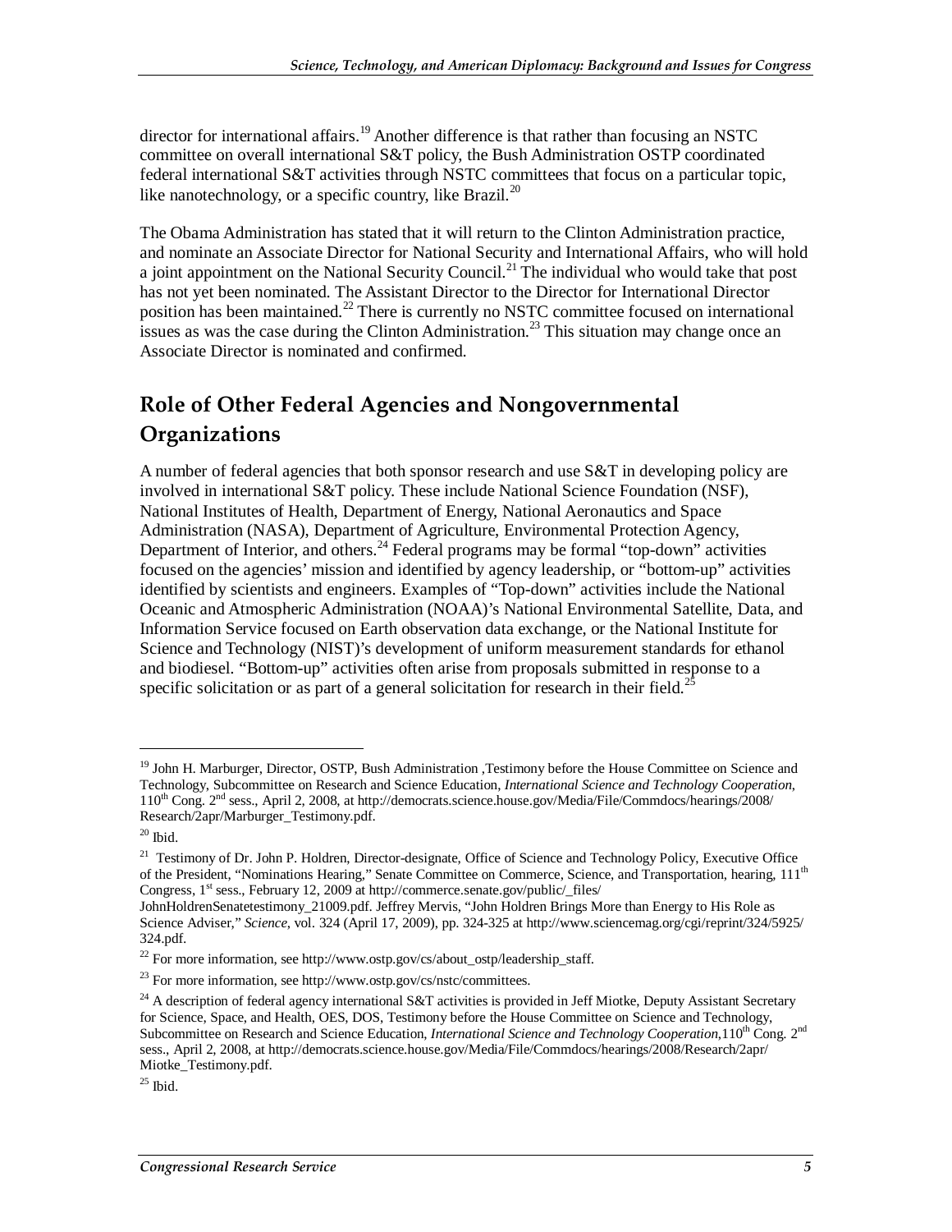director for international affairs.[19] Another difference is that rather than focusing an NSTC committee on overall international S&T policy, the Bush Administration OSTP coordinated federal international S&T activities through NSTC committees that focus on a particular topic, like nanotechnology, or a specific country, like Brazil.[20]

The Obama Administration has stated that it will return to the Clinton Administration practice, and nominate an Associate Director for National Security and International Affairs, who will hold a joint appointment on the National Security Council.[21] The individual who would take that post has not yet been nominated. The Assistant Director to the Director for International Director position has been maintained.[22] There is currently no NSTC committee focused on international issues as was the case during the Clinton Administration.[23] This situation may change once an Associate Director is nominated and confirmed.

## Role of Other Federal Agencies and Nongovernmental Organizations

A number of federal agencies that both sponsor research and use S&T in developing policy are involved in international S&T policy. These include National Science Foundation (NSF), National Institutes of Health, Department of Energy, National Aeronautics and Space Administration (NASA), Department of Agriculture, Environmental Protection Agency, Department of Interior, and others.[24] Federal programs may be formal "top-down" activities focused on the agencies' mission and identified by agency leadership, or "bottom-up" activities identified by scientists and engineers. Examples of "Top-down" activities include the National Oceanic and Atmospheric Administration (NOAA)'s National Environmental Satellite, Data, and Information Service focused on Earth observation data exchange, or the National Institute for Science and Technology (NIST)'s development of uniform measurement standards for ethanol and biodiesel. "Bottom-up" activities often arise from proposals submitted in response to a specific solicitation or as part of a general solicitation for research in their field.[25]

---

[19] John H. Marburger, Director, OSTP, Bush Administration ,Testimony before the House Committee on Science and Technology, Subcommittee on Research and Science Education, *International Science and Technology Cooperation*, 110th Cong. 2nd sess., April 2, 2008, at http://democrats.science.house.gov/Media/File/Commdocs/hearings/2008/Research/2apr/Marburger_Testimony.pdf.

[20] Ibid.

[21] Testimony of Dr. John P. Holdren, Director-designate, Office of Science and Technology Policy, Executive Office of the President, "Nominations Hearing," Senate Committee on Commerce, Science, and Transportation, hearing, 111th Congress, 1st sess., February 12, 2009 at http://commerce.senate.gov/public/_files/JohnHoldrenSenatetestimony_21009.pdf. Jeffrey Mervis, "John Holdren Brings More than Energy to His Role as Science Adviser," *Science*, vol. 324 (April 17, 2009), pp. 324-325 at http://www.sciencemag.org/cgi/reprint/324/5925/324.pdf.

[22] For more information, see http://www.ostp.gov/cs/about_ostp/leadership_staff.

[23] For more information, see http://www.ostp.gov/cs/nstc/committees.

[24] A description of federal agency international S&T activities is provided in Jeff Miotke, Deputy Assistant Secretary for Science, Space, and Health, OES, DOS, Testimony before the House Committee on Science and Technology, Subcommittee on Research and Science Education, *International Science and Technology Cooperation*,110th Cong. 2nd sess., April 2, 2008, at http://democrats.science.house.gov/Media/File/Commdocs/hearings/2008/Research/2apr/Miotke_Testimony.pdf.

[25] Ibid.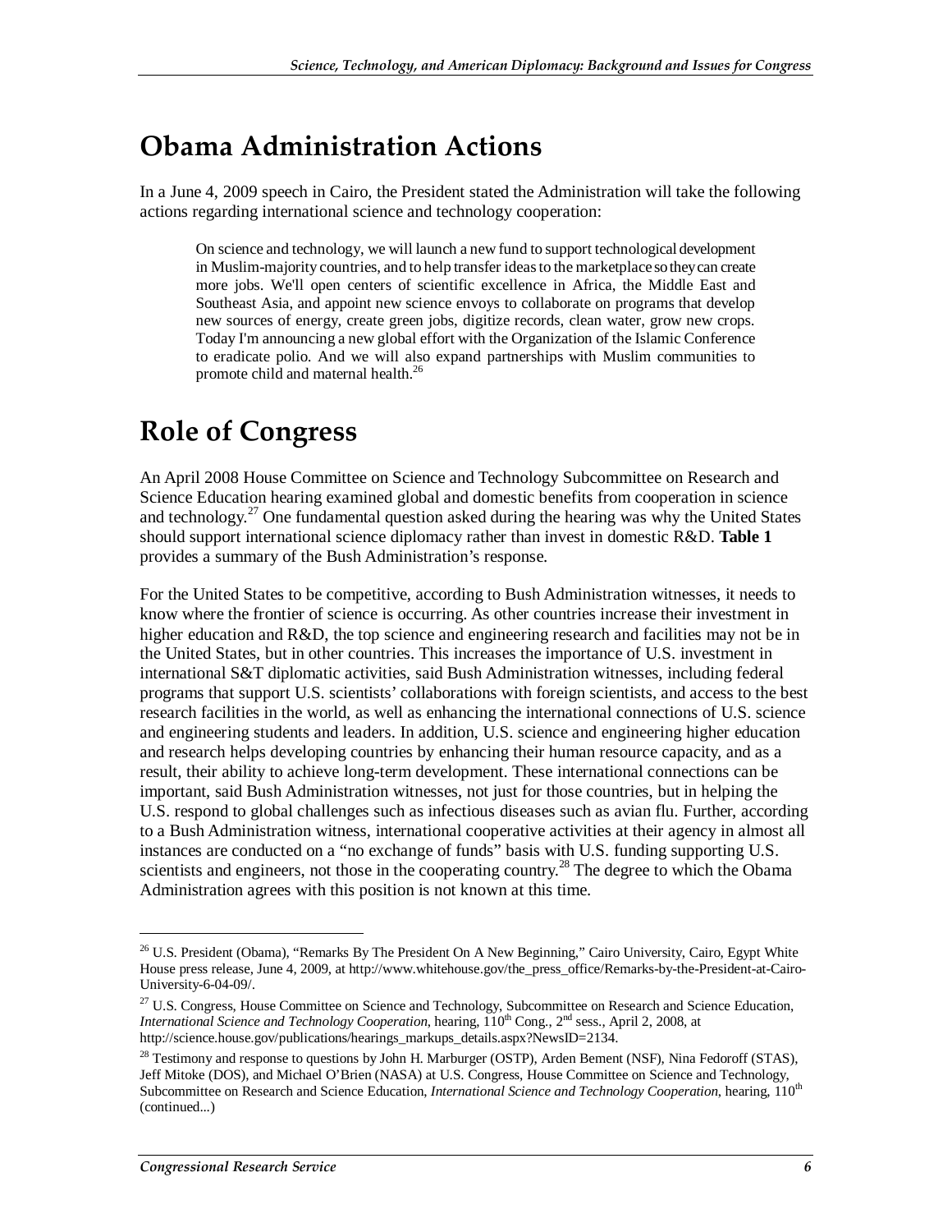# Obama Administration Actions

In a June 4, 2009 speech in Cairo, the President stated the Administration will take the following actions regarding international science and technology cooperation:

> On science and technology, we will launch a new fund to support technological development in Muslim-majority countries, and to help transfer ideas to the marketplace so they can create more jobs. We'll open centers of scientific excellence in Africa, the Middle East and Southeast Asia, and appoint new science envoys to collaborate on programs that develop new sources of energy, create green jobs, digitize records, clean water, grow new crops. Today I'm announcing a new global effort with the Organization of the Islamic Conference to eradicate polio. And we will also expand partnerships with Muslim communities to promote child and maternal health.[26]

# Role of Congress

An April 2008 House Committee on Science and Technology Subcommittee on Research and Science Education hearing examined global and domestic benefits from cooperation in science and technology.[27] One fundamental question asked during the hearing was why the United States should support international science diplomacy rather than invest in domestic R&D. **Table 1** provides a summary of the Bush Administration's response.

For the United States to be competitive, according to Bush Administration witnesses, it needs to know where the frontier of science is occurring. As other countries increase their investment in higher education and R&D, the top science and engineering research and facilities may not be in the United States, but in other countries. This increases the importance of U.S. investment in international S&T diplomatic activities, said Bush Administration witnesses, including federal programs that support U.S. scientists' collaborations with foreign scientists, and access to the best research facilities in the world, as well as enhancing the international connections of U.S. science and engineering students and leaders. In addition, U.S. science and engineering higher education and research helps developing countries by enhancing their human resource capacity, and as a result, their ability to achieve long-term development. These international connections can be important, said Bush Administration witnesses, not just for those countries, but in helping the U.S. respond to global challenges such as infectious diseases such as avian flu. Further, according to a Bush Administration witness, international cooperative activities at their agency in almost all instances are conducted on a "no exchange of funds" basis with U.S. funding supporting U.S. scientists and engineers, not those in the cooperating country.[28] The degree to which the Obama Administration agrees with this position is not known at this time.

---

[26] U.S. President (Obama), "Remarks By The President On A New Beginning," Cairo University, Cairo, Egypt White House press release, June 4, 2009, at http://www.whitehouse.gov/the_press_office/Remarks-by-the-President-at-Cairo-University-6-04-09/.

[27] U.S. Congress, House Committee on Science and Technology, Subcommittee on Research and Science Education, *International Science and Technology Cooperation*, hearing, 110th Cong., 2nd sess., April 2, 2008, at http://science.house.gov/publications/hearings_markups_details.aspx?NewsID=2134.

[28] Testimony and response to questions by John H. Marburger (OSTP), Arden Bement (NSF), Nina Fedoroff (STAS), Jeff Mitoke (DOS), and Michael O'Brien (NASA) at U.S. Congress, House Committee on Science and Technology, Subcommittee on Research and Science Education, *International Science and Technology Cooperation*, hearing, 110th (continued...)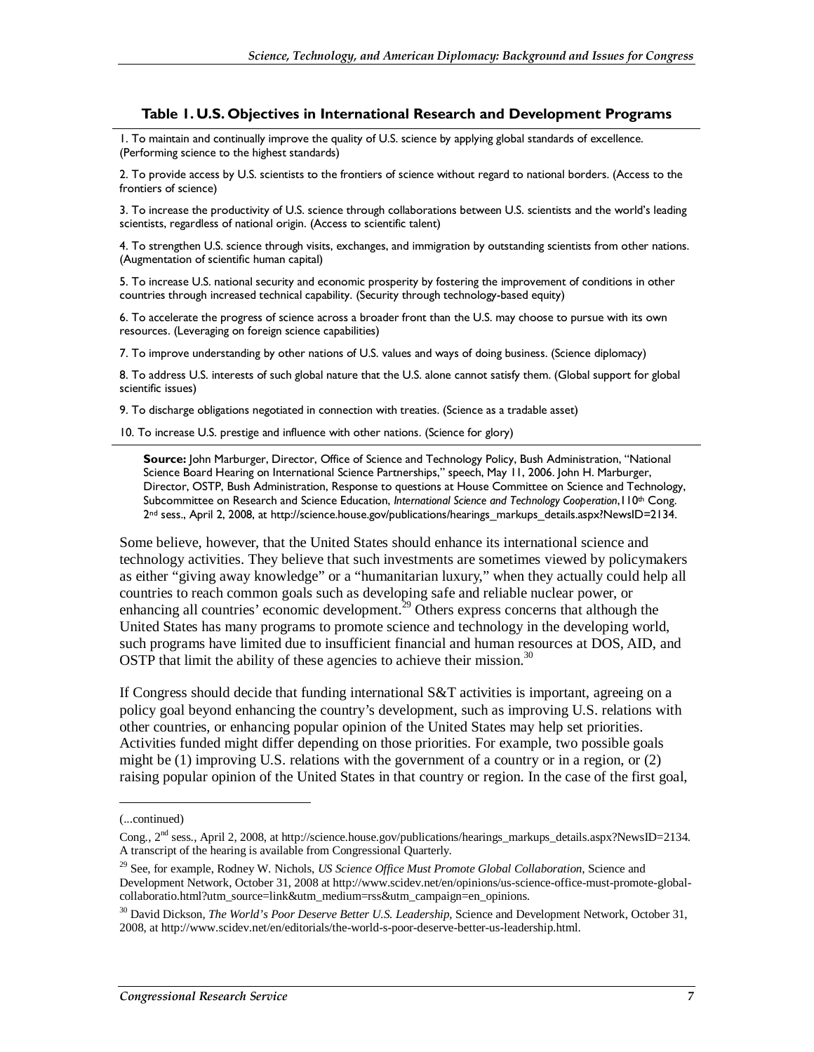**Table 1. U.S. Objectives in International Research and Development Programs**

1. To maintain and continually improve the quality of U.S. science by applying global standards of excellence. (Performing science to the highest standards)

2. To provide access by U.S. scientists to the frontiers of science without regard to national borders. (Access to the frontiers of science)

3. To increase the productivity of U.S. science through collaborations between U.S. scientists and the world's leading scientists, regardless of national origin. (Access to scientific talent)

4. To strengthen U.S. science through visits, exchanges, and immigration by outstanding scientists from other nations. (Augmentation of scientific human capital)

5. To increase U.S. national security and economic prosperity by fostering the improvement of conditions in other countries through increased technical capability. (Security through technology-based equity)

6. To accelerate the progress of science across a broader front than the U.S. may choose to pursue with its own resources. (Leveraging on foreign science capabilities)

7. To improve understanding by other nations of U.S. values and ways of doing business. (Science diplomacy)

8. To address U.S. interests of such global nature that the U.S. alone cannot satisfy them. (Global support for global scientific issues)

9. To discharge obligations negotiated in connection with treaties. (Science as a tradable asset)

10. To increase U.S. prestige and influence with other nations. (Science for glory)

**Source:** John Marburger, Director, Office of Science and Technology Policy, Bush Administration, "National Science Board Hearing on International Science Partnerships," speech, May 11, 2006. John H. Marburger, Director, OSTP, Bush Administration, Response to questions at House Committee on Science and Technology, Subcommittee on Research and Science Education, *International Science and Technology Cooperation*, 110th Cong. 2nd sess., April 2, 2008, at http://science.house.gov/publications/hearings_markups_details.aspx?NewsID=2134.

Some believe, however, that the United States should enhance its international science and technology activities. They believe that such investments are sometimes viewed by policymakers as either "giving away knowledge" or a "humanitarian luxury," when they actually could help all countries to reach common goals such as developing safe and reliable nuclear power, or enhancing all countries' economic development.[29] Others express concerns that although the United States has many programs to promote science and technology in the developing world, such programs have limited due to insufficient financial and human resources at DOS, AID, and OSTP that limit the ability of these agencies to achieve their mission.[30]

If Congress should decide that funding international S&T activities is important, agreeing on a policy goal beyond enhancing the country's development, such as improving U.S. relations with other countries, or enhancing popular opinion of the United States may help set priorities. Activities funded might differ depending on those priorities. For example, two possible goals might be (1) improving U.S. relations with the government of a country or in a region, or (2) raising popular opinion of the United States in that country or region. In the case of the first goal,

---

(...continued)

Cong., 2nd sess., April 2, 2008, at http://science.house.gov/publications/hearings_markups_details.aspx?NewsID=2134. A transcript of the hearing is available from Congressional Quarterly.

[29] See, for example, Rodney W. Nichols, *US Science Office Must Promote Global Collaboration*, Science and Development Network, October 31, 2008 at http://www.scidev.net/en/opinions/us-science-office-must-promote-global-collaboratio.html?utm_source=link&utm_medium=rss&utm_campaign=en_opinions.

[30] David Dickson, *The World's Poor Deserve Better U.S. Leadership*, Science and Development Network, October 31, 2008, at http://www.scidev.net/en/editorials/the-world-s-poor-deserve-better-us-leadership.html.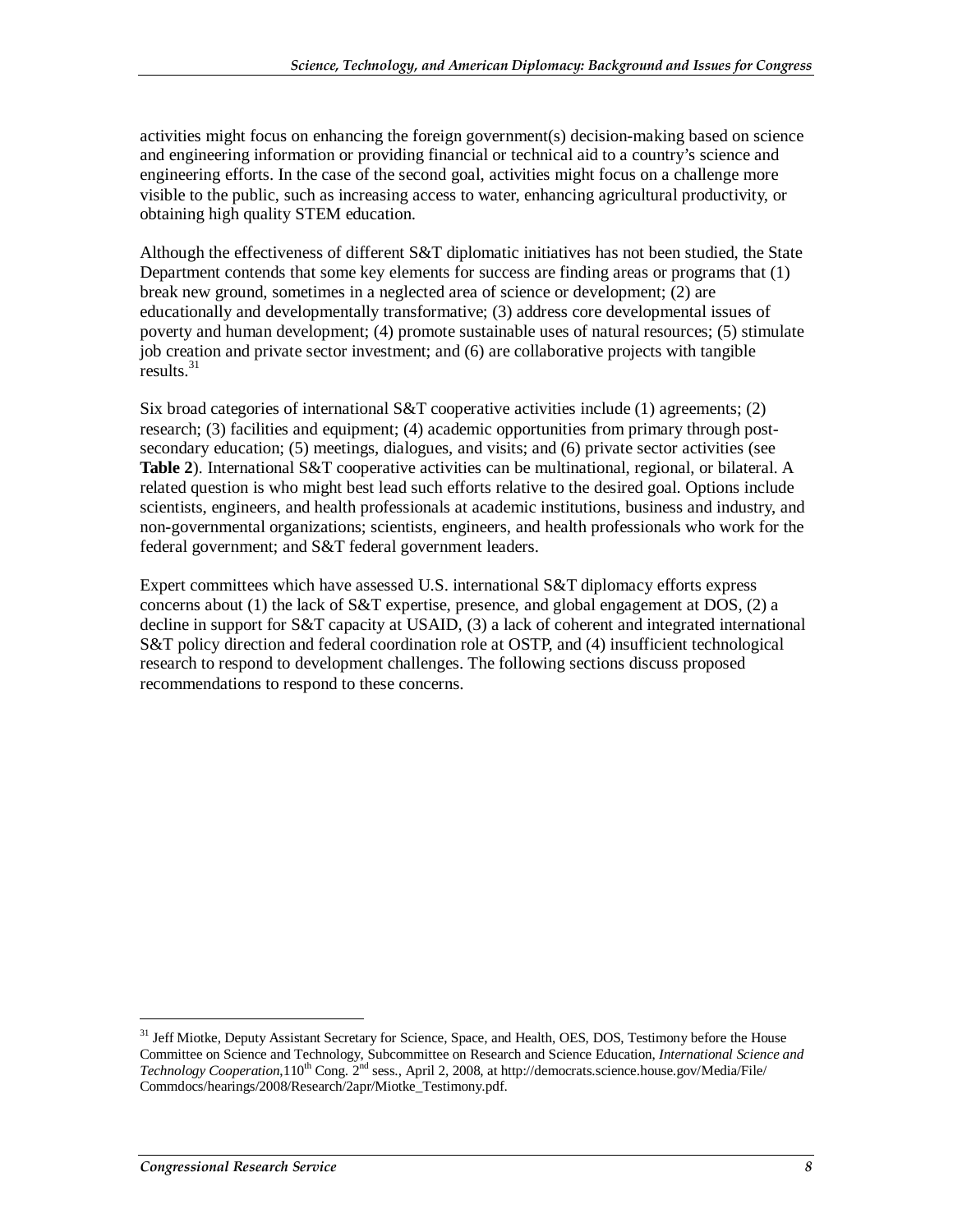activities might focus on enhancing the foreign government(s) decision-making based on science and engineering information or providing financial or technical aid to a country's science and engineering efforts. In the case of the second goal, activities might focus on a challenge more visible to the public, such as increasing access to water, enhancing agricultural productivity, or obtaining high quality STEM education.

Although the effectiveness of different S&T diplomatic initiatives has not been studied, the State Department contends that some key elements for success are finding areas or programs that (1) break new ground, sometimes in a neglected area of science or development; (2) are educationally and developmentally transformative; (3) address core developmental issues of poverty and human development; (4) promote sustainable uses of natural resources; (5) stimulate job creation and private sector investment; and (6) are collaborative projects with tangible results.[31]

Six broad categories of international S&T cooperative activities include (1) agreements; (2) research; (3) facilities and equipment; (4) academic opportunities from primary through post-secondary education; (5) meetings, dialogues, and visits; and (6) private sector activities (see **Table 2**). International S&T cooperative activities can be multinational, regional, or bilateral. A related question is who might best lead such efforts relative to the desired goal. Options include scientists, engineers, and health professionals at academic institutions, business and industry, and non-governmental organizations; scientists, engineers, and health professionals who work for the federal government; and S&T federal government leaders.

Expert committees which have assessed U.S. international S&T diplomacy efforts express concerns about (1) the lack of S&T expertise, presence, and global engagement at DOS, (2) a decline in support for S&T capacity at USAID, (3) a lack of coherent and integrated international S&T policy direction and federal coordination role at OSTP, and (4) insufficient technological research to respond to development challenges. The following sections discuss proposed recommendations to respond to these concerns.

---

[31] Jeff Miotke, Deputy Assistant Secretary for Science, Space, and Health, OES, DOS, Testimony before the House Committee on Science and Technology, Subcommittee on Research and Science Education, *International Science and Technology Cooperation*, 110th Cong. 2nd sess., April 2, 2008, at http://democrats.science.house.gov/Media/File/Commdocs/hearings/2008/Research/2apr/Miotke_Testimony.pdf.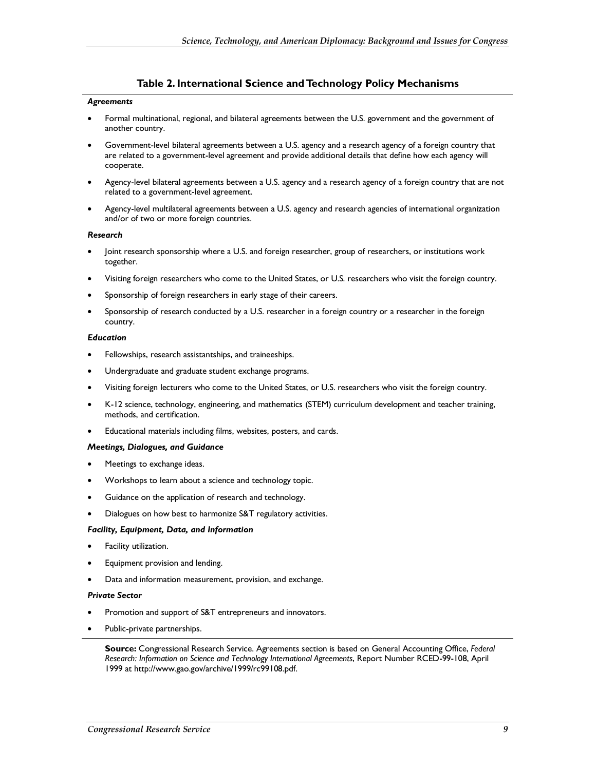## Table 2. International Science and Technology Policy Mechanisms

***Agreements***

- Formal multinational, regional, and bilateral agreements between the U.S. government and the government of another country.
- Government-level bilateral agreements between a U.S. agency and a research agency of a foreign country that are related to a government-level agreement and provide additional details that define how each agency will cooperate.
- Agency-level bilateral agreements between a U.S. agency and a research agency of a foreign country that are not related to a government-level agreement.
- Agency-level multilateral agreements between a U.S. agency and research agencies of international organization and/or of two or more foreign countries.

***Research***

- Joint research sponsorship where a U.S. and foreign researcher, group of researchers, or institutions work together.
- Visiting foreign researchers who come to the United States, or U.S. researchers who visit the foreign country.
- Sponsorship of foreign researchers in early stage of their careers.
- Sponsorship of research conducted by a U.S. researcher in a foreign country or a researcher in the foreign country.

***Education***

- Fellowships, research assistantships, and traineeships.
- Undergraduate and graduate student exchange programs.
- Visiting foreign lecturers who come to the United States, or U.S. researchers who visit the foreign country.
- K-12 science, technology, engineering, and mathematics (STEM) curriculum development and teacher training, methods, and certification.
- Educational materials including films, websites, posters, and cards.

***Meetings, Dialogues, and Guidance***

- Meetings to exchange ideas.
- Workshops to learn about a science and technology topic.
- Guidance on the application of research and technology.
- Dialogues on how best to harmonize S&T regulatory activities.

***Facility, Equipment, Data, and Information***

- Facility utilization.
- Equipment provision and lending.
- Data and information measurement, provision, and exchange.

***Private Sector***

- Promotion and support of S&T entrepreneurs and innovators.
- Public-private partnerships.

**Source:** Congressional Research Service. Agreements section is based on General Accounting Office, *Federal Research: Information on Science and Technology International Agreements*, Report Number RCED-99-108, April 1999 at http://www.gao.gov/archive/1999/rc99108.pdf.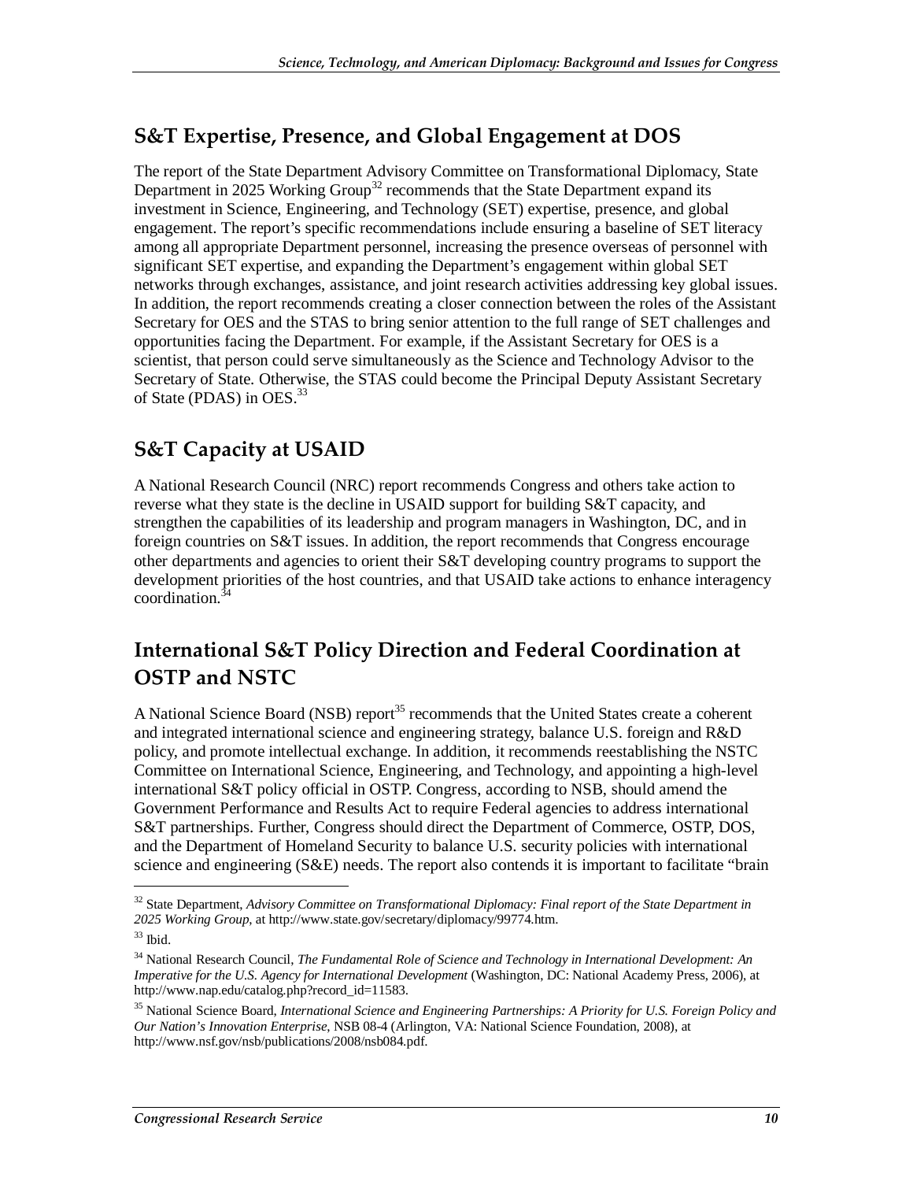## S&T Expertise, Presence, and Global Engagement at DOS

The report of the State Department Advisory Committee on Transformational Diplomacy, State Department in 2025 Working Group[32] recommends that the State Department expand its investment in Science, Engineering, and Technology (SET) expertise, presence, and global engagement. The report's specific recommendations include ensuring a baseline of SET literacy among all appropriate Department personnel, increasing the presence overseas of personnel with significant SET expertise, and expanding the Department's engagement within global SET networks through exchanges, assistance, and joint research activities addressing key global issues. In addition, the report recommends creating a closer connection between the roles of the Assistant Secretary for OES and the STAS to bring senior attention to the full range of SET challenges and opportunities facing the Department. For example, if the Assistant Secretary for OES is a scientist, that person could serve simultaneously as the Science and Technology Advisor to the Secretary of State. Otherwise, the STAS could become the Principal Deputy Assistant Secretary of State (PDAS) in OES.[33]

## S&T Capacity at USAID

A National Research Council (NRC) report recommends Congress and others take action to reverse what they state is the decline in USAID support for building S&T capacity, and strengthen the capabilities of its leadership and program managers in Washington, DC, and in foreign countries on S&T issues. In addition, the report recommends that Congress encourage other departments and agencies to orient their S&T developing country programs to support the development priorities of the host countries, and that USAID take actions to enhance interagency coordination.[34]

## International S&T Policy Direction and Federal Coordination at OSTP and NSTC

A National Science Board (NSB) report[35] recommends that the United States create a coherent and integrated international science and engineering strategy, balance U.S. foreign and R&D policy, and promote intellectual exchange. In addition, it recommends reestablishing the NSTC Committee on International Science, Engineering, and Technology, and appointing a high-level international S&T policy official in OSTP. Congress, according to NSB, should amend the Government Performance and Results Act to require Federal agencies to address international S&T partnerships. Further, Congress should direct the Department of Commerce, OSTP, DOS, and the Department of Homeland Security to balance U.S. security policies with international science and engineering (S&E) needs. The report also contends it is important to facilitate "brain

---

[32] State Department, *Advisory Committee on Transformational Diplomacy: Final report of the State Department in 2025 Working Group*, at http://www.state.gov/secretary/diplomacy/99774.htm.

[33] Ibid.

[34] National Research Council, *The Fundamental Role of Science and Technology in International Development: An Imperative for the U.S. Agency for International Development* (Washington, DC: National Academy Press, 2006), at http://www.nap.edu/catalog.php?record_id=11583.

[35] National Science Board, *International Science and Engineering Partnerships: A Priority for U.S. Foreign Policy and Our Nation's Innovation Enterprise*, NSB 08-4 (Arlington, VA: National Science Foundation, 2008), at http://www.nsf.gov/nsb/publications/2008/nsb084.pdf.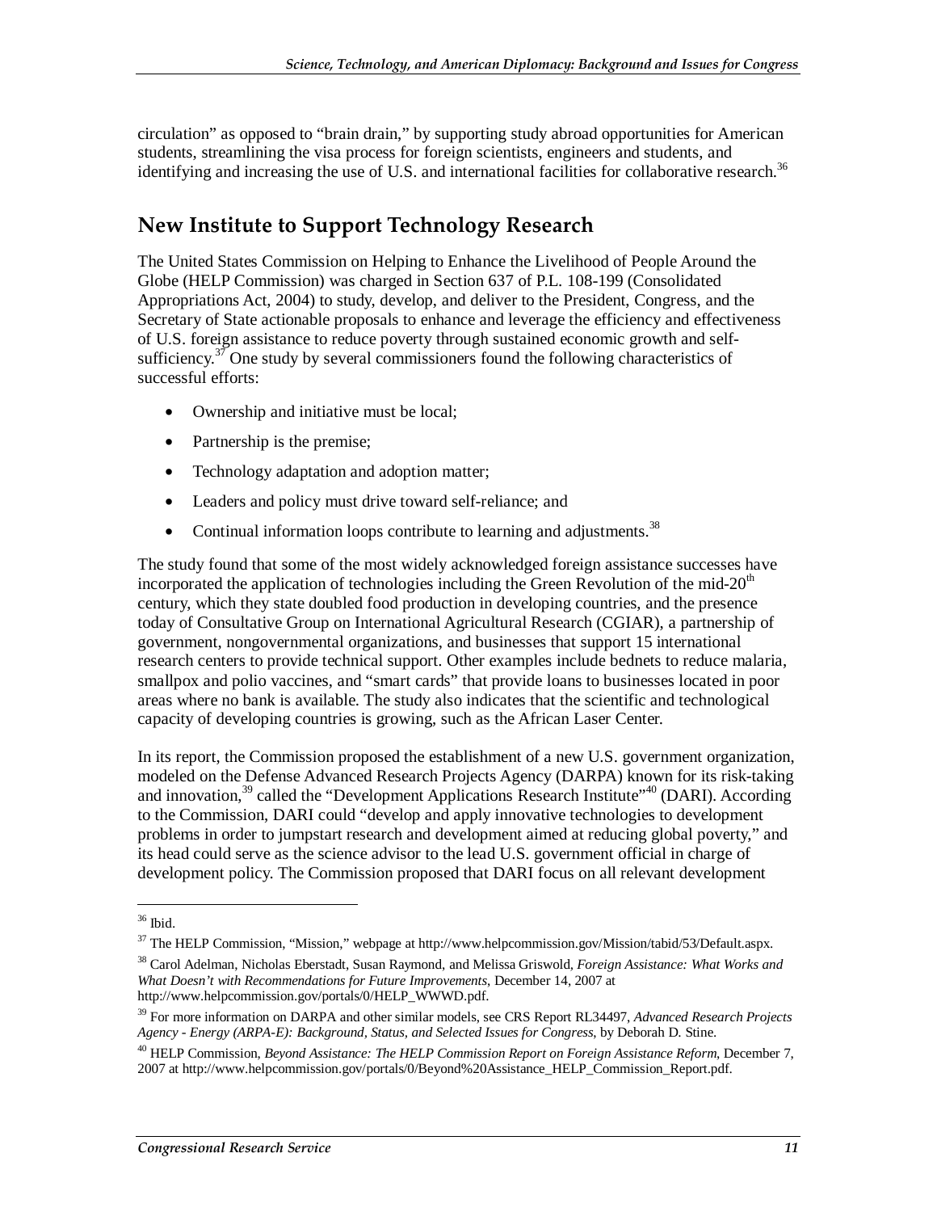circulation" as opposed to "brain drain," by supporting study abroad opportunities for American students, streamlining the visa process for foreign scientists, engineers and students, and identifying and increasing the use of U.S. and international facilities for collaborative research.[36]

## New Institute to Support Technology Research

The United States Commission on Helping to Enhance the Livelihood of People Around the Globe (HELP Commission) was charged in Section 637 of P.L. 108-199 (Consolidated Appropriations Act, 2004) to study, develop, and deliver to the President, Congress, and the Secretary of State actionable proposals to enhance and leverage the efficiency and effectiveness of U.S. foreign assistance to reduce poverty through sustained economic growth and self-sufficiency.[37] One study by several commissioners found the following characteristics of successful efforts:

- Ownership and initiative must be local;
- Partnership is the premise;
- Technology adaptation and adoption matter;
- Leaders and policy must drive toward self-reliance; and
- Continual information loops contribute to learning and adjustments.[38]

The study found that some of the most widely acknowledged foreign assistance successes have incorporated the application of technologies including the Green Revolution of the mid-20th century, which they state doubled food production in developing countries, and the presence today of Consultative Group on International Agricultural Research (CGIAR), a partnership of government, nongovernmental organizations, and businesses that support 15 international research centers to provide technical support. Other examples include bednets to reduce malaria, smallpox and polio vaccines, and "smart cards" that provide loans to businesses located in poor areas where no bank is available. The study also indicates that the scientific and technological capacity of developing countries is growing, such as the African Laser Center.

In its report, the Commission proposed the establishment of a new U.S. government organization, modeled on the Defense Advanced Research Projects Agency (DARPA) known for its risk-taking and innovation,[39] called the "Development Applications Research Institute"[40] (DARI). According to the Commission, DARI could "develop and apply innovative technologies to development problems in order to jumpstart research and development aimed at reducing global poverty," and its head could serve as the science advisor to the lead U.S. government official in charge of development policy. The Commission proposed that DARI focus on all relevant development

---

[36] Ibid.

[37] The HELP Commission, "Mission," webpage at http://www.helpcommission.gov/Mission/tabid/53/Default.aspx.

[38] Carol Adelman, Nicholas Eberstadt, Susan Raymond, and Melissa Griswold, *Foreign Assistance: What Works and What Doesn't with Recommendations for Future Improvements*, December 14, 2007 at http://www.helpcommission.gov/portals/0/HELP_WWWD.pdf.

[39] For more information on DARPA and other similar models, see CRS Report RL34497, *Advanced Research Projects Agency - Energy (ARPA-E): Background, Status, and Selected Issues for Congress*, by Deborah D. Stine.

[40] HELP Commission, *Beyond Assistance: The HELP Commission Report on Foreign Assistance Reform*, December 7, 2007 at http://www.helpcommission.gov/portals/0/Beyond%20Assistance_HELP_Commission_Report.pdf.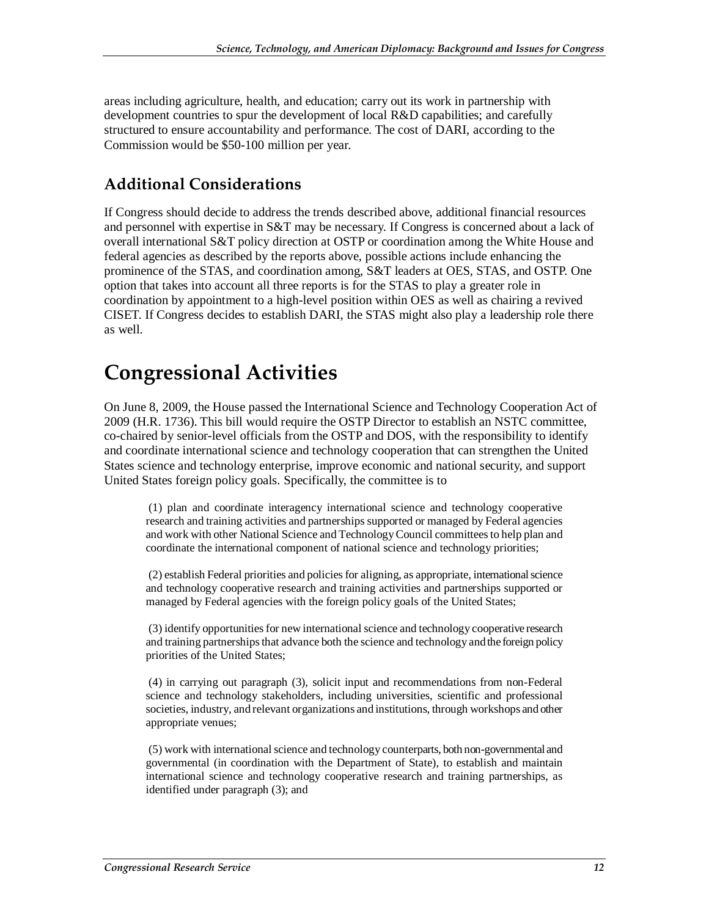areas including agriculture, health, and education; carry out its work in partnership with development countries to spur the development of local R&D capabilities; and carefully structured to ensure accountability and performance. The cost of DARI, according to the Commission would be $50-100 million per year.

## Additional Considerations

If Congress should decide to address the trends described above, additional financial resources and personnel with expertise in S&T may be necessary. If Congress is concerned about a lack of overall international S&T policy direction at OSTP or coordination among the White House and federal agencies as described by the reports above, possible actions include enhancing the prominence of the STAS, and coordination among, S&T leaders at OES, STAS, and OSTP. One option that takes into account all three reports is for the STAS to play a greater role in coordination by appointment to a high-level position within OES as well as chairing a revived CISET. If Congress decides to establish DARI, the STAS might also play a leadership role there as well.

# Congressional Activities

On June 8, 2009, the House passed the International Science and Technology Cooperation Act of 2009 (H.R. 1736). This bill would require the OSTP Director to establish an NSTC committee, co-chaired by senior-level officials from the OSTP and DOS, with the responsibility to identify and coordinate international science and technology cooperation that can strengthen the United States science and technology enterprise, improve economic and national security, and support United States foreign policy goals. Specifically, the committee is to

> (1) plan and coordinate interagency international science and technology cooperative research and training activities and partnerships supported or managed by Federal agencies and work with other National Science and Technology Council committees to help plan and coordinate the international component of national science and technology priorities;
>
> (2) establish Federal priorities and policies for aligning, as appropriate, international science and technology cooperative research and training activities and partnerships supported or managed by Federal agencies with the foreign policy goals of the United States;
>
> (3) identify opportunities for new international science and technology cooperative research and training partnerships that advance both the science and technology and the foreign policy priorities of the United States;
>
> (4) in carrying out paragraph (3), solicit input and recommendations from non-Federal science and technology stakeholders, including universities, scientific and professional societies, industry, and relevant organizations and institutions, through workshops and other appropriate venues;
>
> (5) work with international science and technology counterparts, both non-governmental and governmental (in coordination with the Department of State), to establish and maintain international science and technology cooperative research and training partnerships, as identified under paragraph (3); and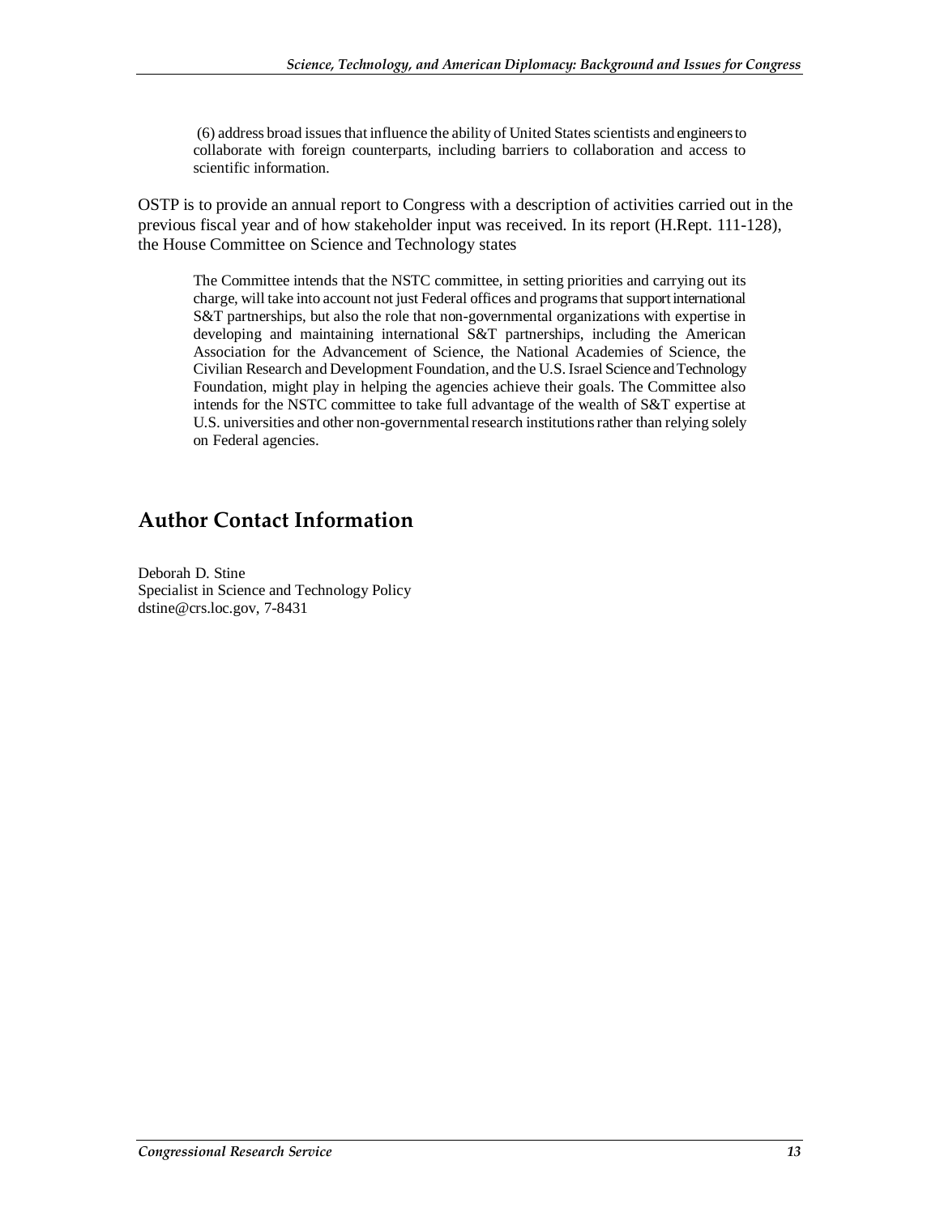> (6) address broad issues that influence the ability of United States scientists and engineers to collaborate with foreign counterparts, including barriers to collaboration and access to scientific information.

OSTP is to provide an annual report to Congress with a description of activities carried out in the previous fiscal year and of how stakeholder input was received. In its report (H.Rept. 111-128), the House Committee on Science and Technology states

> The Committee intends that the NSTC committee, in setting priorities and carrying out its charge, will take into account not just Federal offices and programs that support international S&T partnerships, but also the role that non-governmental organizations with expertise in developing and maintaining international S&T partnerships, including the American Association for the Advancement of Science, the National Academies of Science, the Civilian Research and Development Foundation, and the U.S. Israel Science and Technology Foundation, might play in helping the agencies achieve their goals. The Committee also intends for the NSTC committee to take full advantage of the wealth of S&T expertise at U.S. universities and other non-governmental research institutions rather than relying solely on Federal agencies.

## Author Contact Information

Deborah D. Stine
Specialist in Science and Technology Policy
dstine@crs.loc.gov, 7-8431